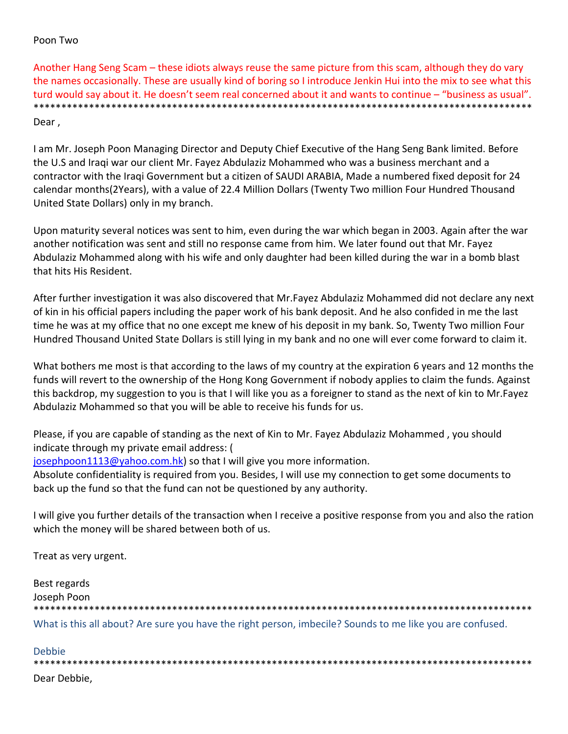Poon Two

Another Hang Seng Scam – these idiots always reuse the same picture from this scam, although they do vary the names occasionally. These are usually kind of boring so I introduce Jenkin Hui into the mix to see what this turd would say about it. He doesn't seem real concerned about it and wants to continue – "business as usual".

*********************************************************************************************

Dear ,

I am Mr. Joseph Poon Managing Director and Deputy Chief Executive of the Hang Seng Bank limited. Before the U.S and Iraqi war our client Mr. Fayez Abdulaziz Mohammed who was a business merchant and a contractor with the Iraqi Government but a citizen of SAUDI ARABIA, Made a numbered fixed deposit for 24 calendar months(2Years), with a value of 22.4 Million Dollars (Twenty Two million Four Hundred Thousand United State Dollars) only in my branch.

Upon maturity several notices was sent to him, even during the war which began in 2003. Again after the war another notification was sent and still no response came from him. We later found out that Mr. Fayez Abdulaziz Mohammed along with his wife and only daughter had been killed during the war in a bomb blast that hits His Resident.

After further investigation it was also discovered that Mr.Fayez Abdulaziz Mohammed did not declare any next of kin in his official papers including the paper work of his bank deposit. And he also confided in me the last time he was at my office that no one except me knew of his deposit in my bank. So, Twenty Two million Four Hundred Thousand United State Dollars is still lying in my bank and no one will ever come forward to claim it.

What bothers me most is that according to the laws of my country at the expiration 6 years and 12 months the funds will revert to the ownership of the Hong Kong Government if nobody applies to claim the funds. Against this backdrop, my suggestion to you is that I will like you as a foreigner to stand as the next of kin to Mr.Fayez Abdulaziz Mohammed so that you will be able to receive his funds for us.

Please, if you are capable of standing as the next of Kin to Mr. Fayez Abdulaziz Mohammed , you should indicate through my private email address: (josephpoon1113@yahoo.com.hk) so that I will give you more information.
Absolute confidentiality is required from you. Besides, I will use my connection to get some documents to back up the fund so that the fund can not be questioned by any authority.

I will give you further details of the transaction when I receive a positive response from you and also the ration which the money will be shared between both of us.

Treat as very urgent.

Best regards
Joseph Poon

*********************************************************************************************

What is this all about? Are sure you have the right person, imbecile? Sounds to me like you are confused.

Debbie

*********************************************************************************************

Dear Debbie,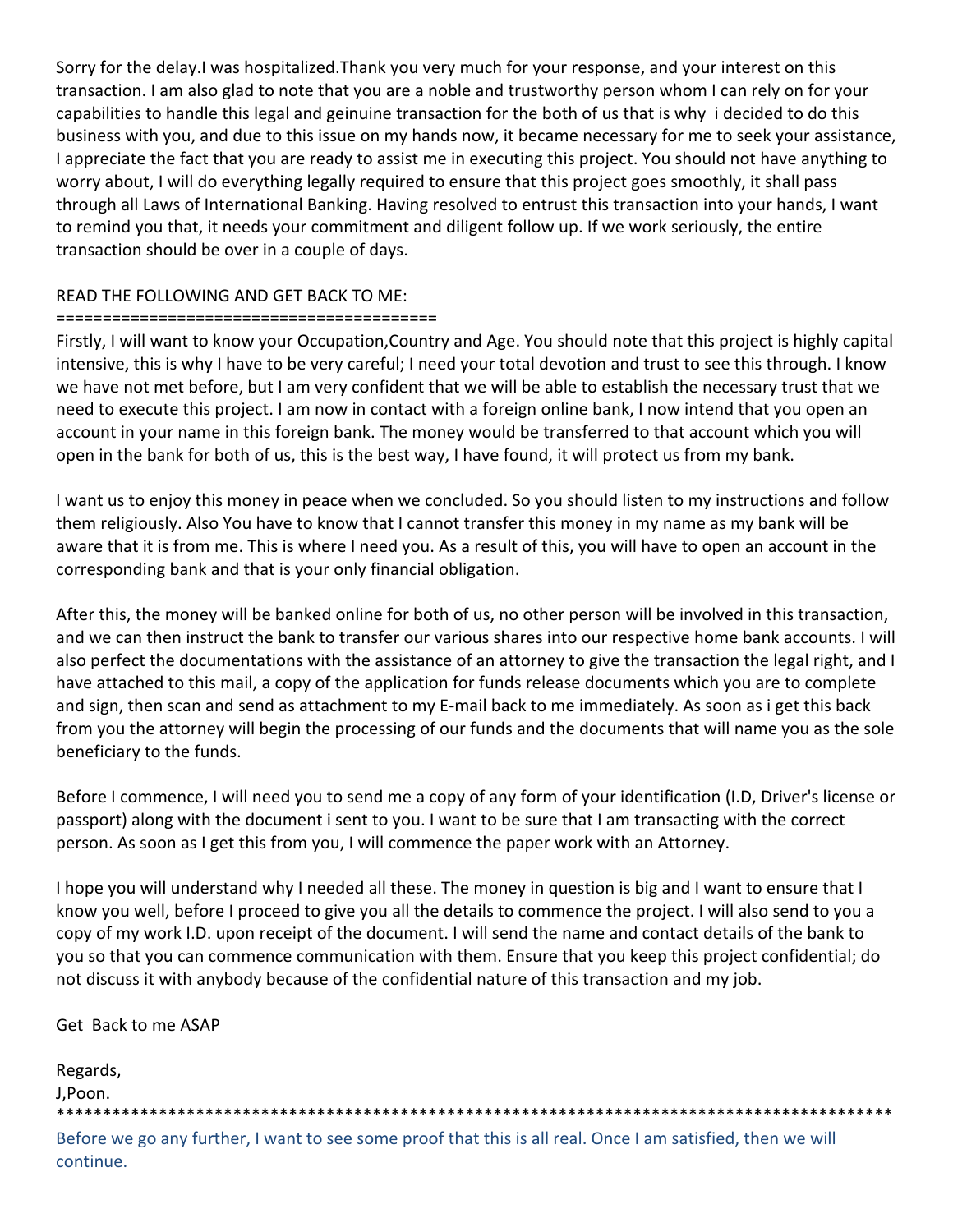Sorry for the delay.I was hospitalized.Thank you very much for your response, and your interest on this transaction. I am also glad to note that you are a noble and trustworthy person whom I can rely on for your capabilities to handle this legal and geinuine transaction for the both of us that is why i decided to do this business with you, and due to this issue on my hands now, it became necessary for me to seek your assistance, I appreciate the fact that you are ready to assist me in executing this project. You should not have anything to worry about, I will do everything legally required to ensure that this project goes smoothly, it shall pass through all Laws of International Banking. Having resolved to entrust this transaction into your hands, I want to remind you that, it needs your commitment and diligent follow up. If we work seriously, the entire transaction should be over in a couple of days.

READ THE FOLLOWING AND GET BACK TO ME:
========================================

Firstly, I will want to know your Occupation,Country and Age. You should note that this project is highly capital intensive, this is why I have to be very careful; I need your total devotion and trust to see this through. I know we have not met before, but I am very confident that we will be able to establish the necessary trust that we need to execute this project. I am now in contact with a foreign online bank, I now intend that you open an account in your name in this foreign bank. The money would be transferred to that account which you will open in the bank for both of us, this is the best way, I have found, it will protect us from my bank.

I want us to enjoy this money in peace when we concluded. So you should listen to my instructions and follow them religiously. Also You have to know that I cannot transfer this money in my name as my bank will be aware that it is from me. This is where I need you. As a result of this, you will have to open an account in the corresponding bank and that is your only financial obligation.

After this, the money will be banked online for both of us, no other person will be involved in this transaction, and we can then instruct the bank to transfer our various shares into our respective home bank accounts. I will also perfect the documentations with the assistance of an attorney to give the transaction the legal right, and I have attached to this mail, a copy of the application for funds release documents which you are to complete and sign, then scan and send as attachment to my E-mail back to me immediately. As soon as i get this back from you the attorney will begin the processing of our funds and the documents that will name you as the sole beneficiary to the funds.

Before I commence, I will need you to send me a copy of any form of your identification (I.D, Driver's license or passport) along with the document i sent to you. I want to be sure that I am transacting with the correct person. As soon as I get this from you, I will commence the paper work with an Attorney.

I hope you will understand why I needed all these. The money in question is big and I want to ensure that I know you well, before I proceed to give you all the details to commence the project. I will also send to you a copy of my work I.D. upon receipt of the document. I will send the name and contact details of the bank to you so that you can commence communication with them. Ensure that you keep this project confidential; do not discuss it with anybody because of the confidential nature of this transaction and my job.

Get Back to me ASAP

Regards,
J,Poon.

*******************************************************************************************

Before we go any further, I want to see some proof that this is all real. Once I am satisfied, then we will continue.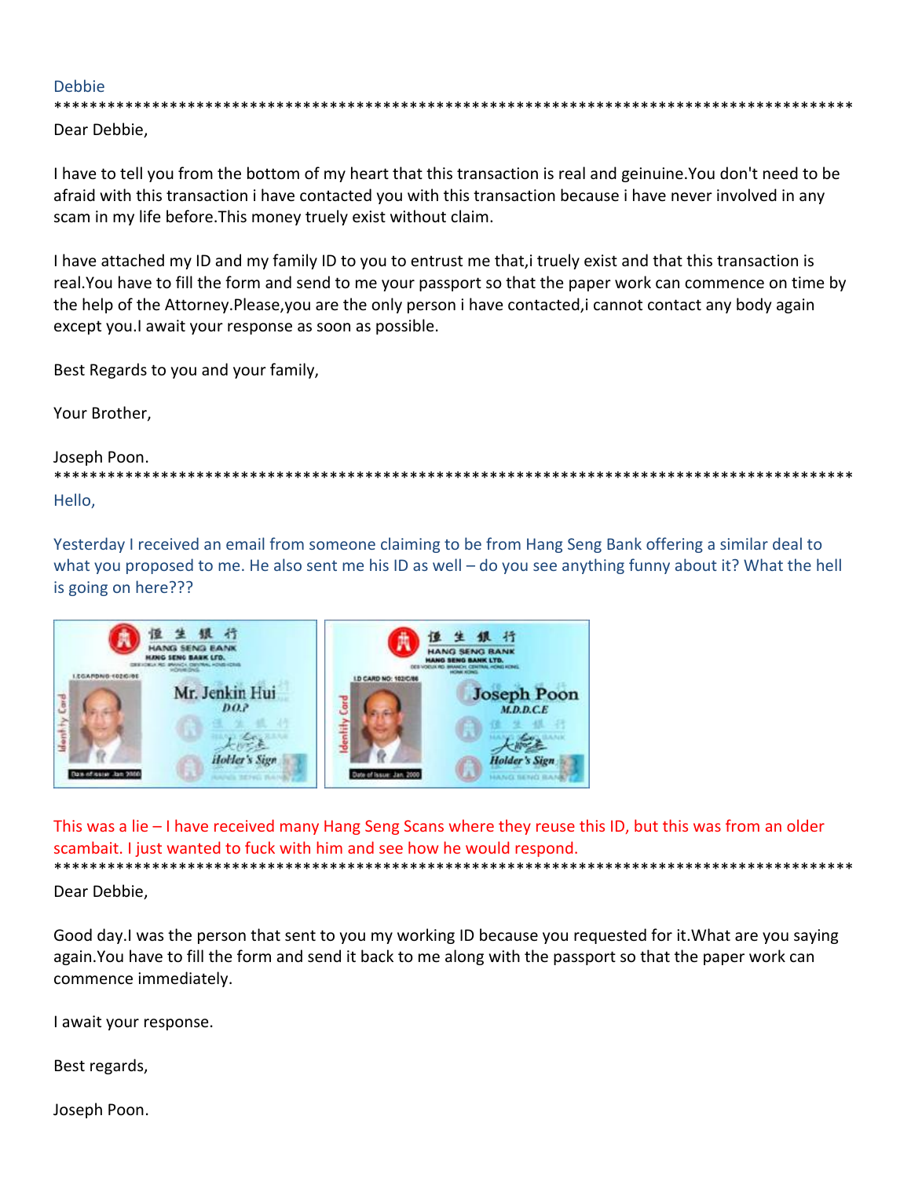Debbie

*******************************************************************************************

Dear Debbie,

I have to tell you from the bottom of my heart that this transaction is real and geinuine.You don't need to be afraid with this transaction i have contacted you with this transaction because i have never involved in any scam in my life before.This money truely exist without claim.

I have attached my ID and my family ID to you to entrust me that,i truely exist and that this transaction is real.You have to fill the form and send to me your passport so that the paper work can commence on time by the help of the Attorney.Please,you are the only person i have contacted,i cannot contact any body again except you.I await your response as soon as possible.

Best Regards to you and your family,

Your Brother,

Joseph Poon.

*******************************************************************************************

Hello,

Yesterday I received an email from someone claiming to be from Hang Seng Bank offering a similar deal to what you proposed to me. He also sent me his ID as well – do you see anything funny about it? What the hell is going on here???

This was a lie – I have received many Hang Seng Scans where they reuse this ID, but this was from an older scambait. I just wanted to fuck with him and see how he would respond.

*******************************************************************************************

Dear Debbie,

Good day.I was the person that sent to you my working ID because you requested for it.What are you saying again.You have to fill the form and send it back to me along with the passport so that the paper work can commence immediately.

I await your response.

Best regards,

Joseph Poon.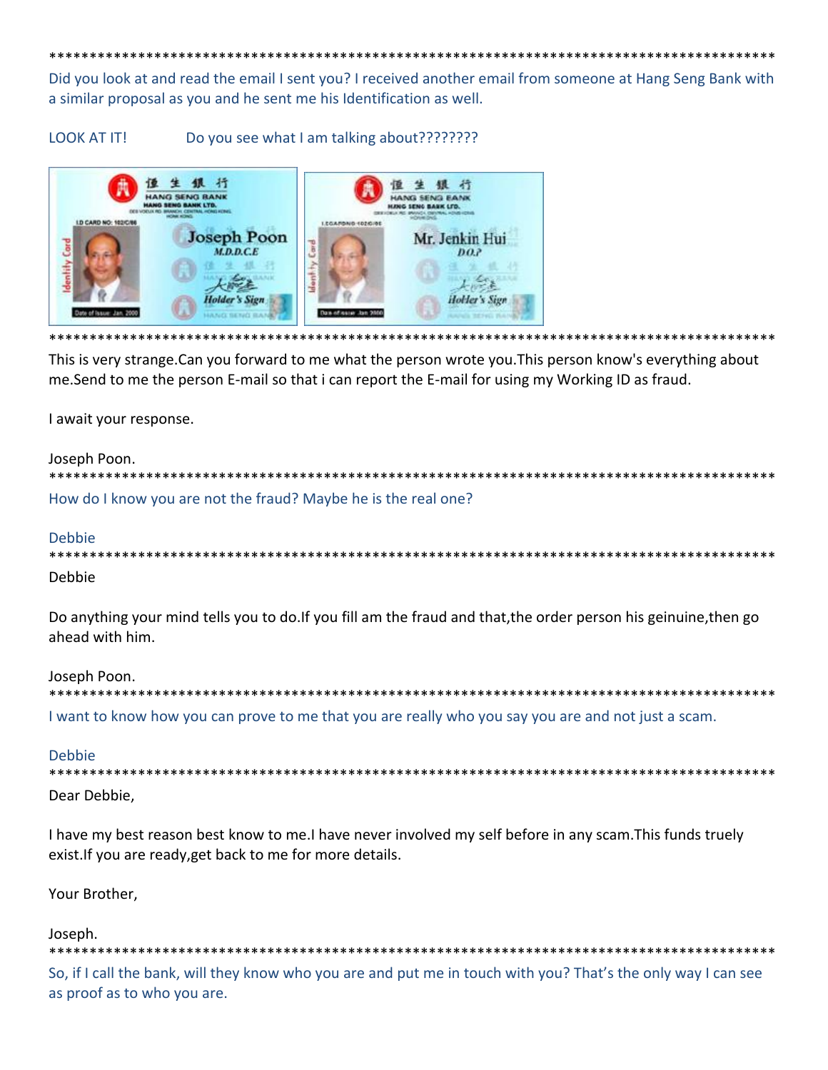************************************************************************************************

Did you look at and read the email I sent you? I received another email from someone at Hang Seng Bank with a similar proposal as you and he sent me his Identification as well.

LOOK AT IT!          Do you see what I am talking about????????

************************************************************************************************

This is very strange.Can you forward to me what the person wrote you.This person know's everything about me.Send to me the person E-mail so that i can report the E-mail for using my Working ID as fraud.

I await your response.

Joseph Poon.

************************************************************************************************

How do I know you are not the fraud? Maybe he is the real one?

Debbie

************************************************************************************************

Debbie

Do anything your mind tells you to do.If you fill am the fraud and that,the order person his geinuine,then go ahead with him.

Joseph Poon.

************************************************************************************************

I want to know how you can prove to me that you are really who you say you are and not just a scam.

Debbie

************************************************************************************************

Dear Debbie,

I have my best reason best know to me.I have never involved my self before in any scam.This funds truely exist.If you are ready,get back to me for more details.

Your Brother,

Joseph.

************************************************************************************************

So, if I call the bank, will they know who you are and put me in touch with you? That's the only way I can see as proof as to who you are.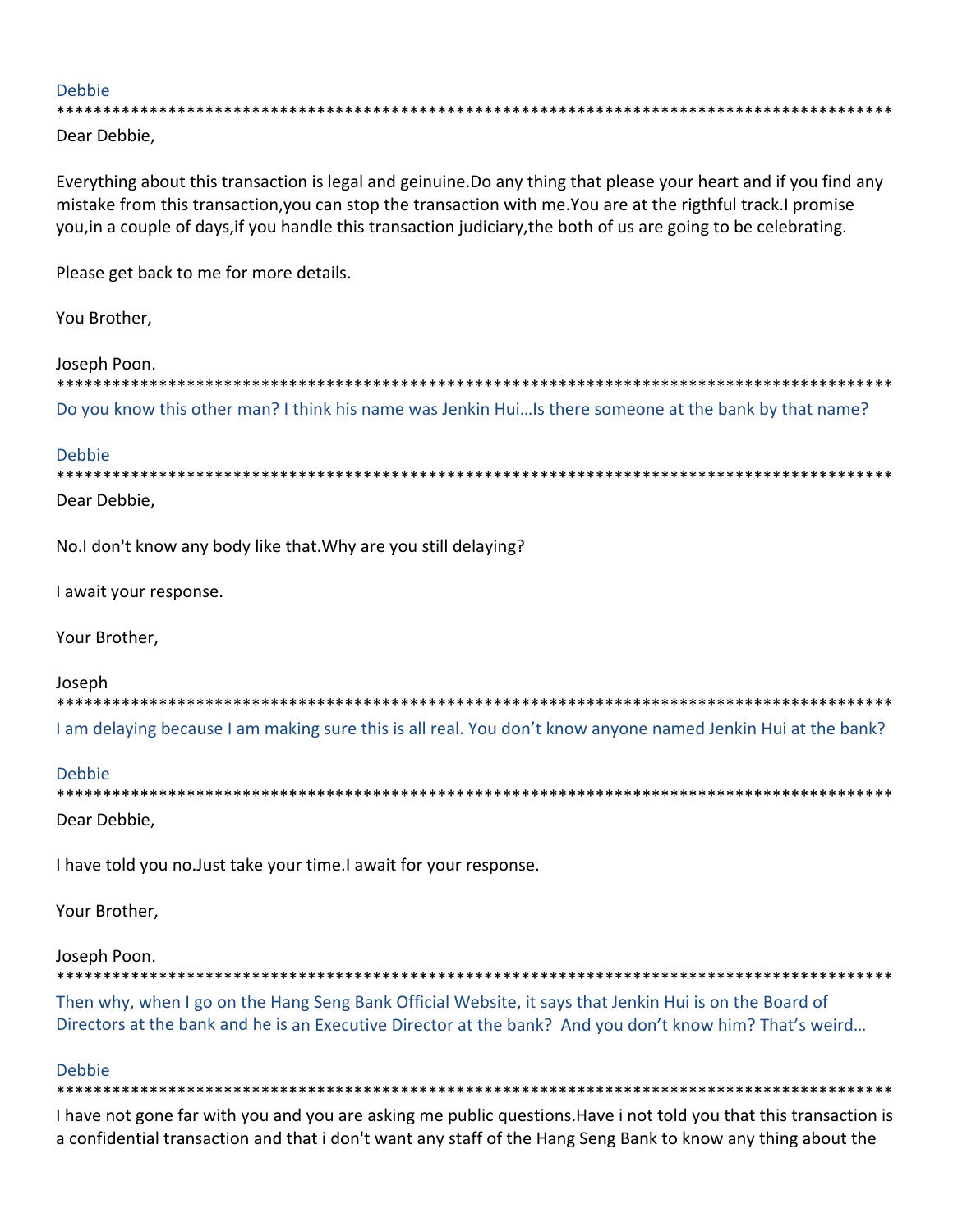Debbie

*******************************************************************************************

Dear Debbie,

Everything about this transaction is legal and geinuine.Do any thing that please your heart and if you find any mistake from this transaction,you can stop the transaction with me.You are at the rigthful track.I promise you,in a couple of days,if you handle this transaction judiciary,the both of us are going to be celebrating.

Please get back to me for more details.

You Brother,

Joseph Poon.

*******************************************************************************************

Do you know this other man? I think his name was Jenkin Hui…Is there someone at the bank by that name?

Debbie

*******************************************************************************************

Dear Debbie,

No.I don't know any body like that.Why are you still delaying?

I await your response.

Your Brother,

Joseph

*******************************************************************************************

I am delaying because I am making sure this is all real. You don't know anyone named Jenkin Hui at the bank?

Debbie

*******************************************************************************************

Dear Debbie,

I have told you no.Just take your time.I await for your response.

Your Brother,

Joseph Poon.

*******************************************************************************************

Then why, when I go on the Hang Seng Bank Official Website, it says that Jenkin Hui is on the Board of Directors at the bank and he is an Executive Director at the bank? And you don't know him? That's weird…

Debbie

*******************************************************************************************

I have not gone far with you and you are asking me public questions.Have i not told you that this transaction is a confidential transaction and that i don't want any staff of the Hang Seng Bank to know any thing about the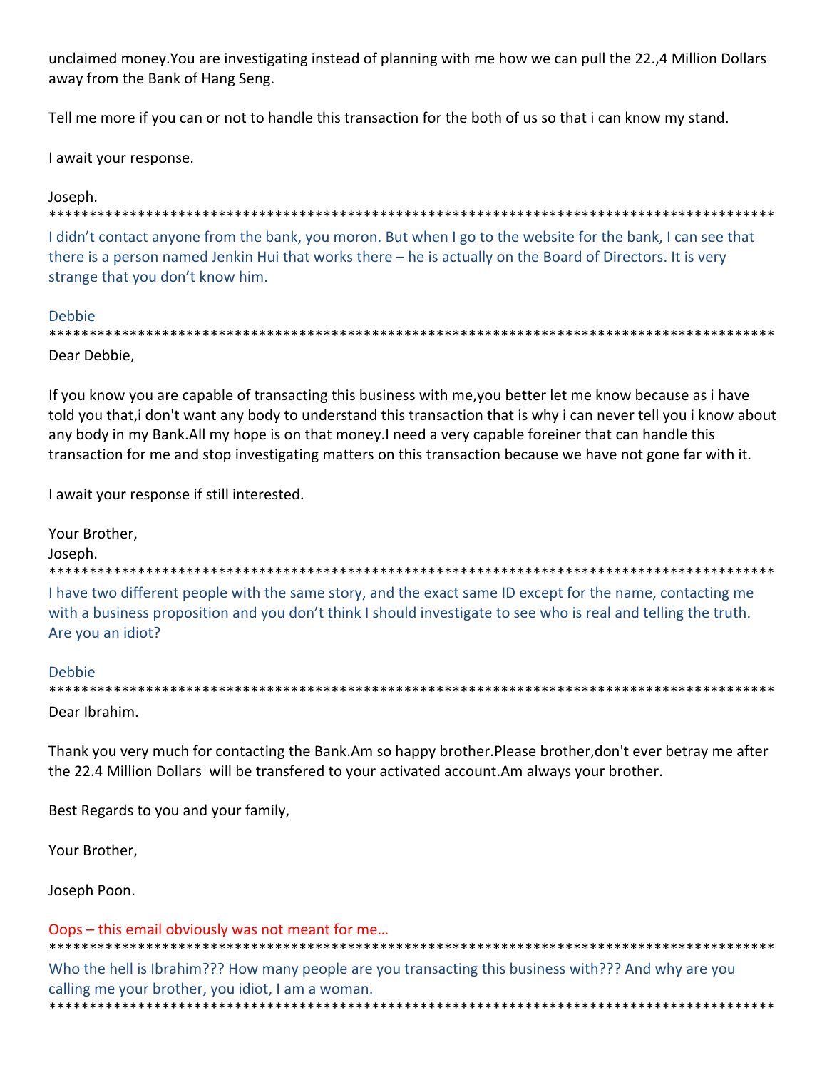unclaimed money.You are investigating instead of planning with me how we can pull the 22.,4 Million Dollars away from the Bank of Hang Seng.

Tell me more if you can or not to handle this transaction for the both of us so that i can know my stand.

I await your response.

Joseph.

*********************************************************************************************

I didn't contact anyone from the bank, you moron. But when I go to the website for the bank, I can see that there is a person named Jenkin Hui that works there – he is actually on the Board of Directors. It is very strange that you don't know him.

Debbie

*********************************************************************************************

Dear Debbie,

If you know you are capable of transacting this business with me,you better let me know because as i have told you that,i don't want any body to understand this transaction that is why i can never tell you i know about any body in my Bank.All my hope is on that money.I need a very capable foreiner that can handle this transaction for me and stop investigating matters on this transaction because we have not gone far with it.

I await your response if still interested.

Your Brother,
Joseph.

*********************************************************************************************

I have two different people with the same story, and the exact same ID except for the name, contacting me with a business proposition and you don't think I should investigate to see who is real and telling the truth. Are you an idiot?

Debbie

*********************************************************************************************

Dear Ibrahim.

Thank you very much for contacting the Bank.Am so happy brother.Please brother,don't ever betray me after the 22.4 Million Dollars will be transfered to your activated account.Am always your brother.

Best Regards to you and your family,

Your Brother,

Joseph Poon.

Oops – this email obviously was not meant for me…

*********************************************************************************************

Who the hell is Ibrahim??? How many people are you transacting this business with??? And why are you calling me your brother, you idiot, I am a woman.

*********************************************************************************************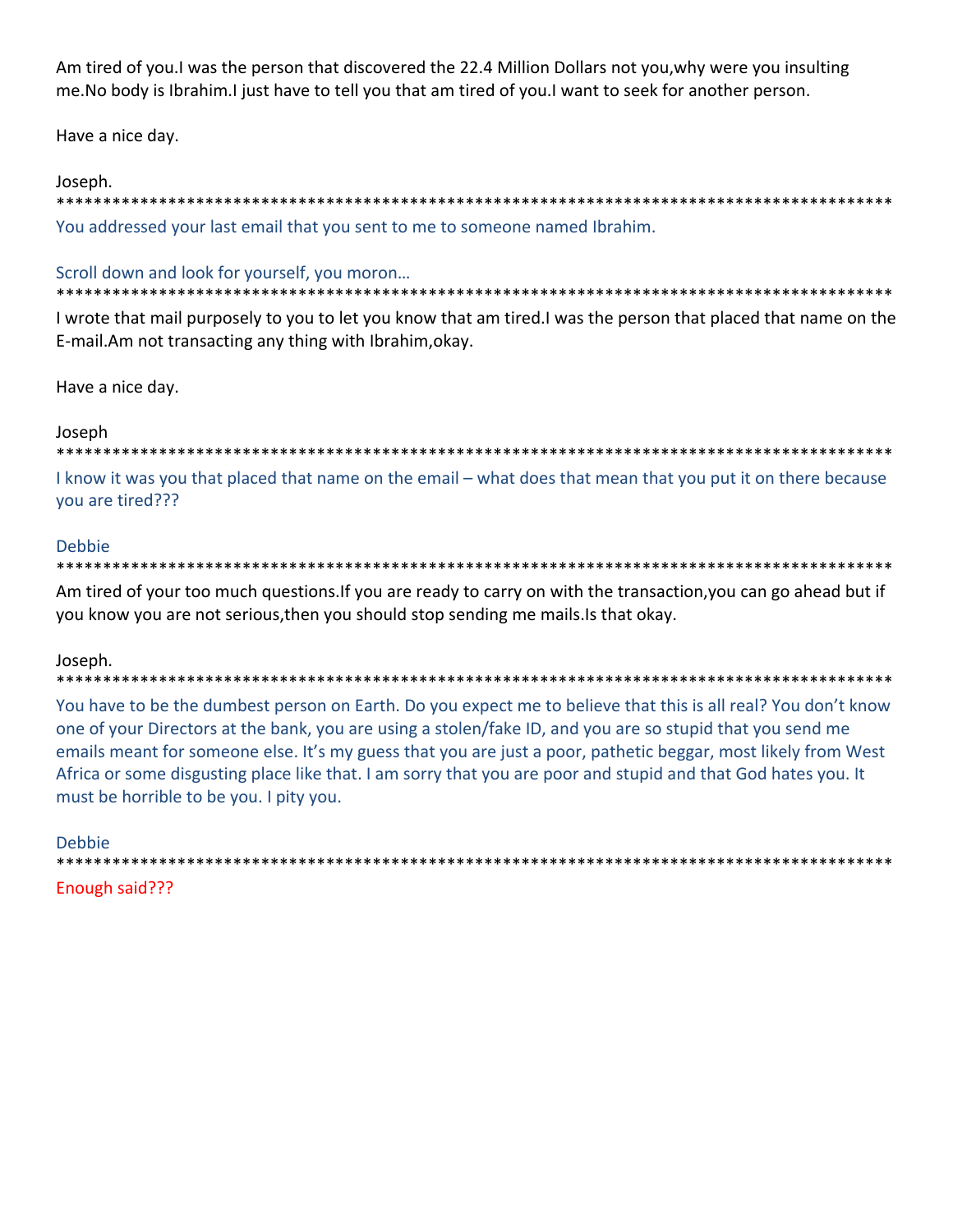Am tired of you.I was the person that discovered the 22.4 Million Dollars not you,why were you insulting me.No body is Ibrahim.I just have to tell you that am tired of you.I want to seek for another person.

Have a nice day.

Joseph.

*****************************************************************************************

You addressed your last email that you sent to me to someone named Ibrahim.

Scroll down and look for yourself, you moron…

*****************************************************************************************

I wrote that mail purposely to you to let you know that am tired.I was the person that placed that name on the E-mail.Am not transacting any thing with Ibrahim,okay.

Have a nice day.

Joseph

*****************************************************************************************

I know it was you that placed that name on the email – what does that mean that you put it on there because you are tired???

Debbie

*****************************************************************************************

Am tired of your too much questions.If you are ready to carry on with the transaction,you can go ahead but if you know you are not serious,then you should stop sending me mails.Is that okay.

Joseph.

*****************************************************************************************

You have to be the dumbest person on Earth. Do you expect me to believe that this is all real? You don't know one of your Directors at the bank, you are using a stolen/fake ID, and you are so stupid that you send me emails meant for someone else. It's my guess that you are just a poor, pathetic beggar, most likely from West Africa or some disgusting place like that. I am sorry that you are poor and stupid and that God hates you. It must be horrible to be you. I pity you.

Debbie

*****************************************************************************************

Enough said???